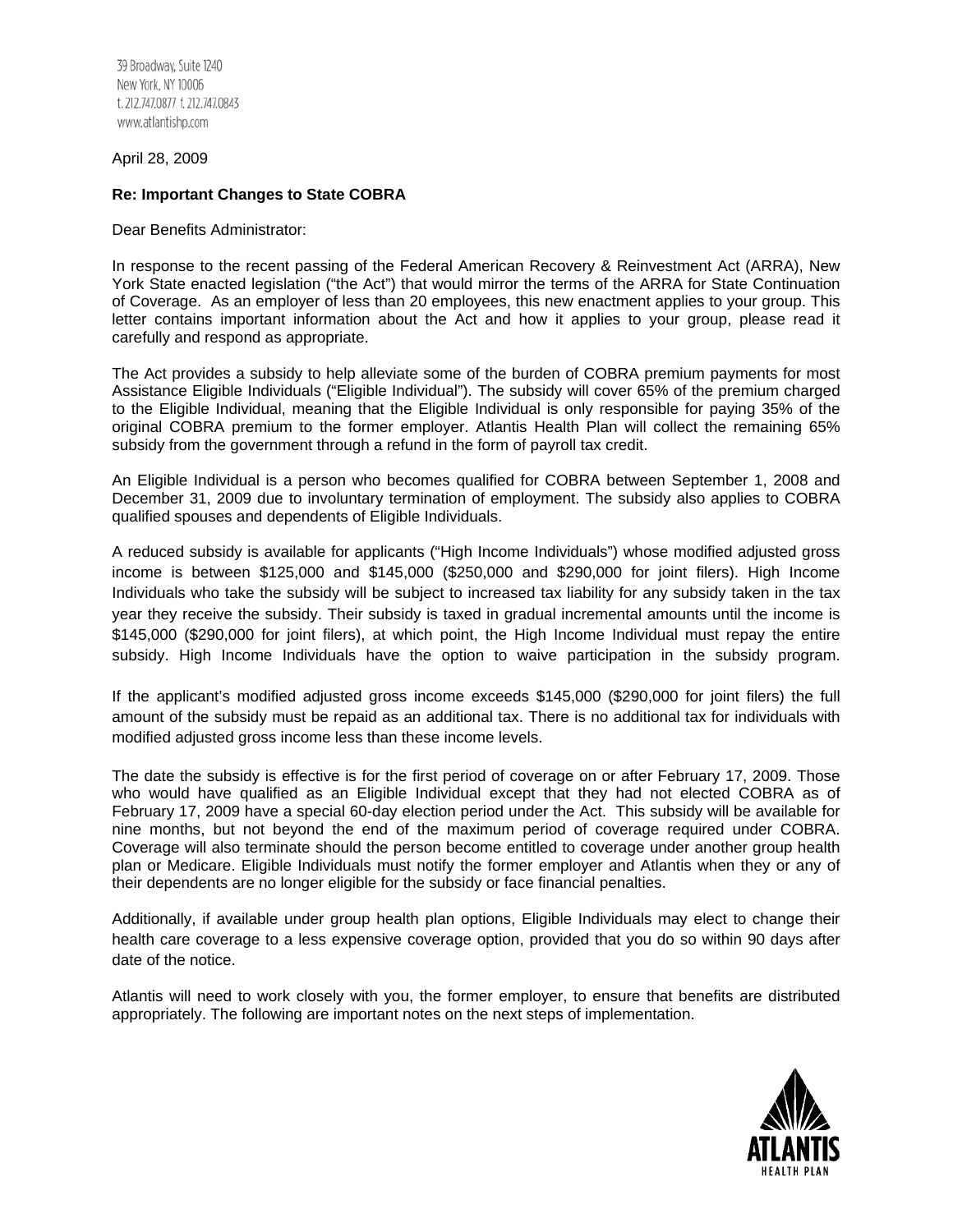39 Broadway, Suite 1240
New York, NY 10006
t. 212.747.0877 f. 212.747.0843
www.atlantishp.com

April 28, 2009

**Re: Important Changes to State COBRA**

Dear Benefits Administrator:

In response to the recent passing of the Federal American Recovery & Reinvestment Act (ARRA), New York State enacted legislation ("the Act") that would mirror the terms of the ARRA for State Continuation of Coverage. As an employer of less than 20 employees, this new enactment applies to your group. This letter contains important information about the Act and how it applies to your group, please read it carefully and respond as appropriate.

The Act provides a subsidy to help alleviate some of the burden of COBRA premium payments for most Assistance Eligible Individuals ("Eligible Individual"). The subsidy will cover 65% of the premium charged to the Eligible Individual, meaning that the Eligible Individual is only responsible for paying 35% of the original COBRA premium to the former employer. Atlantis Health Plan will collect the remaining 65% subsidy from the government through a refund in the form of payroll tax credit.

An Eligible Individual is a person who becomes qualified for COBRA between September 1, 2008 and December 31, 2009 due to involuntary termination of employment. The subsidy also applies to COBRA qualified spouses and dependents of Eligible Individuals.

A reduced subsidy is available for applicants ("High Income Individuals") whose modified adjusted gross income is between $125,000 and $145,000 ($250,000 and $290,000 for joint filers). High Income Individuals who take the subsidy will be subject to increased tax liability for any subsidy taken in the tax year they receive the subsidy. Their subsidy is taxed in gradual incremental amounts until the income is $145,000 ($290,000 for joint filers), at which point, the High Income Individual must repay the entire subsidy. High Income Individuals have the option to waive participation in the subsidy program.

If the applicant's modified adjusted gross income exceeds $145,000 ($290,000 for joint filers) the full amount of the subsidy must be repaid as an additional tax. There is no additional tax for individuals with modified adjusted gross income less than these income levels.

The date the subsidy is effective is for the first period of coverage on or after February 17, 2009. Those who would have qualified as an Eligible Individual except that they had not elected COBRA as of February 17, 2009 have a special 60-day election period under the Act. This subsidy will be available for nine months, but not beyond the end of the maximum period of coverage required under COBRA. Coverage will also terminate should the person become entitled to coverage under another group health plan or Medicare. Eligible Individuals must notify the former employer and Atlantis when they or any of their dependents are no longer eligible for the subsidy or face financial penalties.

Additionally, if available under group health plan options, Eligible Individuals may elect to change their health care coverage to a less expensive coverage option, provided that you do so within 90 days after date of the notice.

Atlantis will need to work closely with you, the former employer, to ensure that benefits are distributed appropriately. The following are important notes on the next steps of implementation.

ATLANTIS
HEALTH PLAN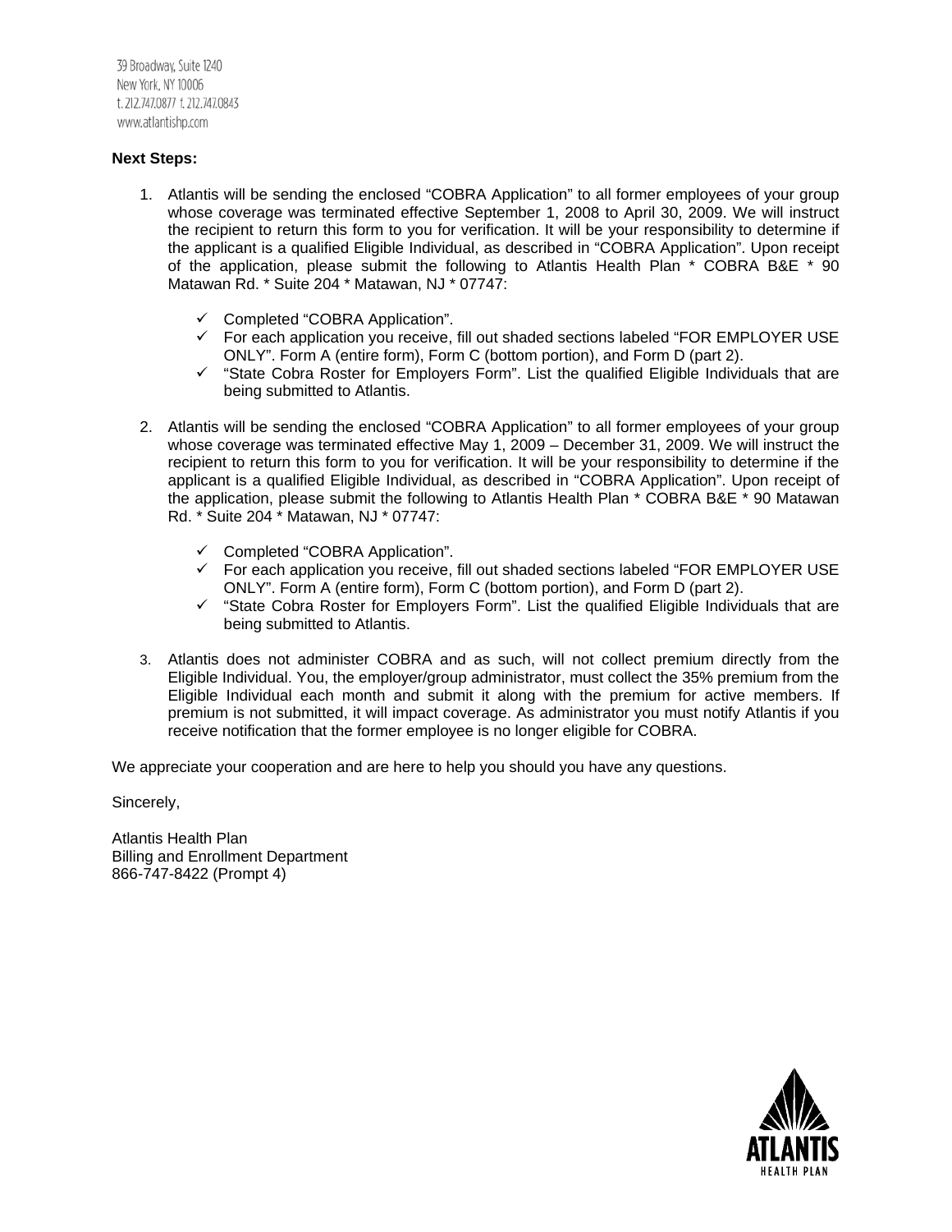39 Broadway, Suite 1240
New York, NY 10006
t. 212.747.0877 f. 212.747.0843
www.atlantishp.com

**Next Steps:**

1. Atlantis will be sending the enclosed "COBRA Application" to all former employees of your group whose coverage was terminated effective September 1, 2008 to April 30, 2009. We will instruct the recipient to return this form to you for verification. It will be your responsibility to determine if the applicant is a qualified Eligible Individual, as described in "COBRA Application". Upon receipt of the application, please submit the following to Atlantis Health Plan * COBRA B&E * 90 Matawan Rd. * Suite 204 * Matawan, NJ * 07747:

   - ✓ Completed "COBRA Application".
   - ✓ For each application you receive, fill out shaded sections labeled "FOR EMPLOYER USE ONLY". Form A (entire form), Form C (bottom portion), and Form D (part 2).
   - ✓ "State Cobra Roster for Employers Form". List the qualified Eligible Individuals that are being submitted to Atlantis.

2. Atlantis will be sending the enclosed "COBRA Application" to all former employees of your group whose coverage was terminated effective May 1, 2009 – December 31, 2009. We will instruct the recipient to return this form to you for verification. It will be your responsibility to determine if the applicant is a qualified Eligible Individual, as described in "COBRA Application". Upon receipt of the application, please submit the following to Atlantis Health Plan * COBRA B&E * 90 Matawan Rd. * Suite 204 * Matawan, NJ * 07747:

   - ✓ Completed "COBRA Application".
   - ✓ For each application you receive, fill out shaded sections labeled "FOR EMPLOYER USE ONLY". Form A (entire form), Form C (bottom portion), and Form D (part 2).
   - ✓ "State Cobra Roster for Employers Form". List the qualified Eligible Individuals that are being submitted to Atlantis.

3. Atlantis does not administer COBRA and as such, will not collect premium directly from the Eligible Individual. You, the employer/group administrator, must collect the 35% premium from the Eligible Individual each month and submit it along with the premium for active members. If premium is not submitted, it will impact coverage. As administrator you must notify Atlantis if you receive notification that the former employee is no longer eligible for COBRA.

We appreciate your cooperation and are here to help you should you have any questions.

Sincerely,

Atlantis Health Plan
Billing and Enrollment Department
866-747-8422 (Prompt 4)

ATLANTIS
HEALTH PLAN